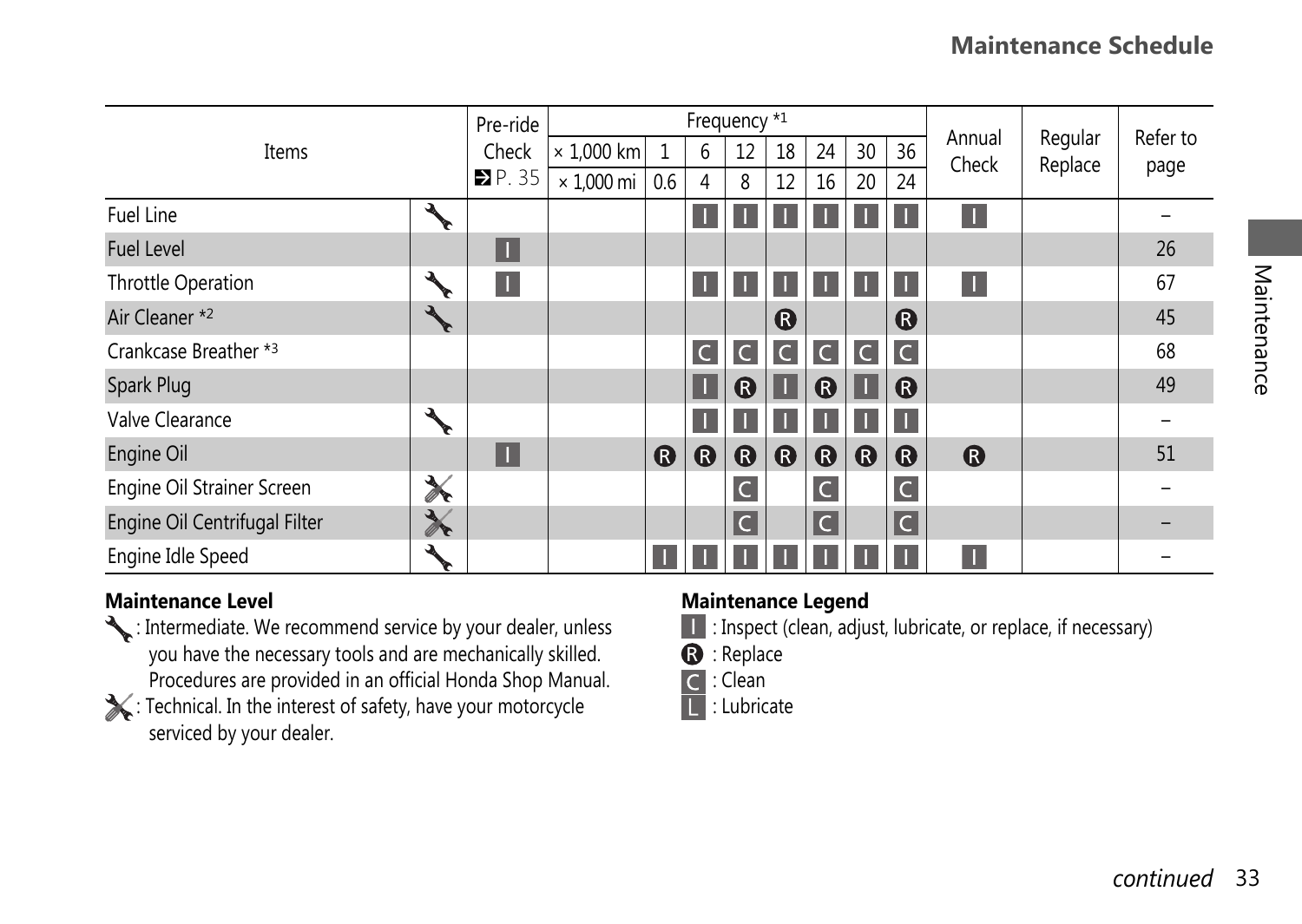## Maintenance Schedule

| Items | | Pre-ride Check ➔ P. 35 | Frequency *1 | | | | | | | | Annual Check | Regular Replace | Refer to page |
|---|---|---|---|---|---|---|---|---|---|---|---|---|---|
| | | | × 1,000 km | 1 | 6 | 12 | 18 | 24 | 30 | 36 | | | |
| | | | × 1,000 mi | 0.6 | 4 | 8 | 12 | 16 | 20 | 24 | | | |
| Fuel Line | 🔧 | | | | I | I | I | I | I | I | I | | – |
| Fuel Level | | I | | | | | | | | | | | 26 |
| Throttle Operation | 🔧 | I | | | I | I | I | I | I | I | I | | 67 |
| Air Cleaner *2 | 🔧 | | | | | | R | | | R | | | 45 |
| Crankcase Breather *3 | | | | | C | C | C | C | C | C | | | 68 |
| Spark Plug | | | | | I | R | I | R | I | R | | | 49 |
| Valve Clearance | 🔧 | | | | I | I | I | I | I | I | | | – |
| Engine Oil | | I | | R | R | R | R | R | R | R | R | | 51 |
| Engine Oil Strainer Screen | 🔧🪛 | | | | | C | | C | | C | | | – |
| Engine Oil Centrifugal Filter | 🔧🪛 | | | | | C | | C | | C | | | – |
| Engine Idle Speed | 🔧 | | | I | I | I | I | I | I | I | I | | – |

**Maintenance Level**

🔧 : Intermediate. We recommend service by your dealer, unless you have the necessary tools and are mechanically skilled. Procedures are provided in an official Honda Shop Manual.

🔧🪛 : Technical. In the interest of safety, have your motorcycle serviced by your dealer.

**Maintenance Legend**

I : Inspect (clean, adjust, lubricate, or replace, if necessary)

R : Replace

C : Clean

L : Lubricate

*continued*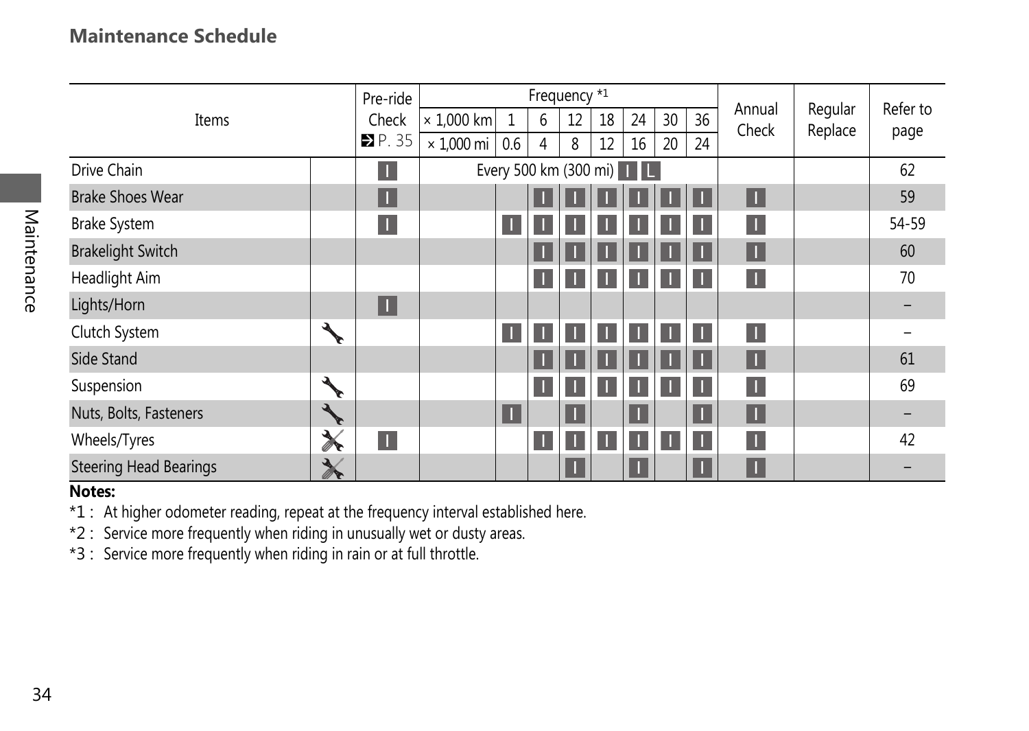## Maintenance Schedule

| Items | | Pre-ride Check ➔ P. 35 | Frequency *1 | | | | | | | | Annual Check | Regular Replace | Refer to page |
|---|---|---|---|---|---|---|---|---|---|---|---|---|---|
| | | | × 1,000 km | 1 | 6 | 12 | 18 | 24 | 30 | 36 | | | |
| | | | × 1,000 mi | 0.6 | 4 | 8 | 12 | 16 | 20 | 24 | | | |
| Drive Chain | | I | Every 500 km (300 mi) I L | | | | | | | | | | 62 |
| Brake Shoes Wear | | I | | | I | I | I | I | I | I | I | | 59 |
| Brake System | | I | | I | I | I | I | I | I | I | I | | 54-59 |
| Brakelight Switch | | | | | I | I | I | I | I | I | I | | 60 |
| Headlight Aim | | | | | I | I | I | I | I | I | I | | 70 |
| Lights/Horn | | I | | | | | | | | | | | – |
| Clutch System | | | | I | I | I | I | I | I | I | I | | – |
| Side Stand | | | | | I | I | I | I | I | I | I | | 61 |
| Suspension | | | | | I | I | I | I | I | I | I | | 69 |
| Nuts, Bolts, Fasteners | | | | I | | I | | I | | I | I | | – |
| Wheels/Tyres | | I | | | I | I | I | I | I | I | I | | 42 |
| Steering Head Bearings | | | | | | I | | I | | I | I | | – |

**Notes:**

*1 : At higher odometer reading, repeat at the frequency interval established here.

*2 : Service more frequently when riding in unusually wet or dusty areas.

*3 : Service more frequently when riding in rain or at full throttle.